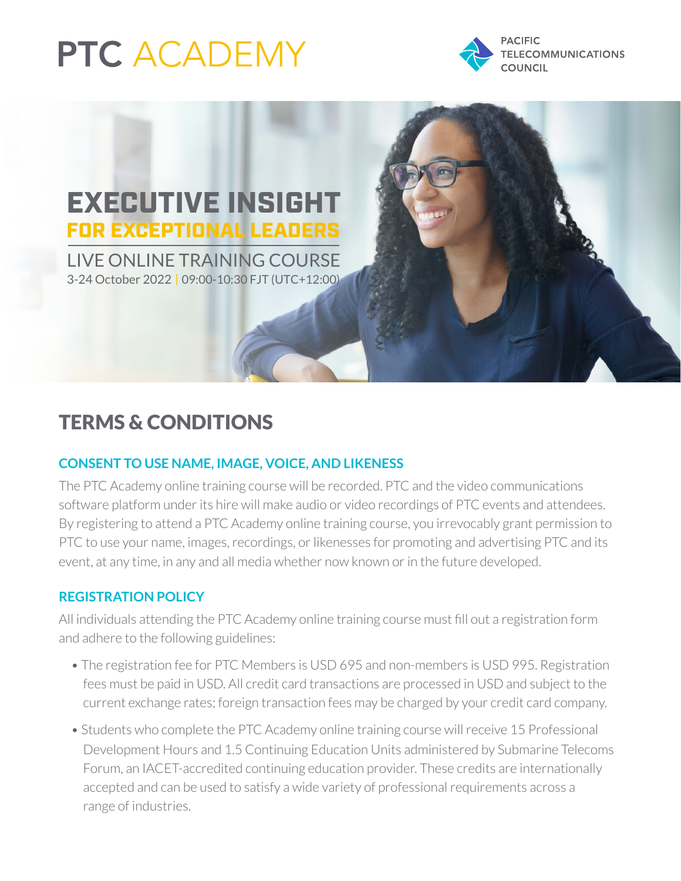# PTC ACADEMY

PACIFIC TELECOMMUNICATIONS COUNCIL

## EXECUTIVE INSIGHT FOR EXCEPTIONAL LEADERS

LIVE ONLINE TRAINING COURSE

3-24 October 2022 | 09:00-10:30 FJT (UTC+12:00)

# TERMS & CONDITIONS

### CONSENT TO USE NAME, IMAGE, VOICE, AND LIKENESS

The PTC Academy online training course will be recorded. PTC and the video communications software platform under its hire will make audio or video recordings of PTC events and attendees. By registering to attend a PTC Academy online training course, you irrevocably grant permission to PTC to use your name, images, recordings, or likenesses for promoting and advertising PTC and its event, at any time, in any and all media whether now known or in the future developed.

### REGISTRATION POLICY

All individuals attending the PTC Academy online training course must fill out a registration form and adhere to the following guidelines:

- The registration fee for PTC Members is USD 695 and non-members is USD 995. Registration fees must be paid in USD. All credit card transactions are processed in USD and subject to the current exchange rates; foreign transaction fees may be charged by your credit card company.
- Students who complete the PTC Academy online training course will receive 15 Professional Development Hours and 1.5 Continuing Education Units administered by Submarine Telecoms Forum, an IACET-accredited continuing education provider. These credits are internationally accepted and can be used to satisfy a wide variety of professional requirements across a range of industries.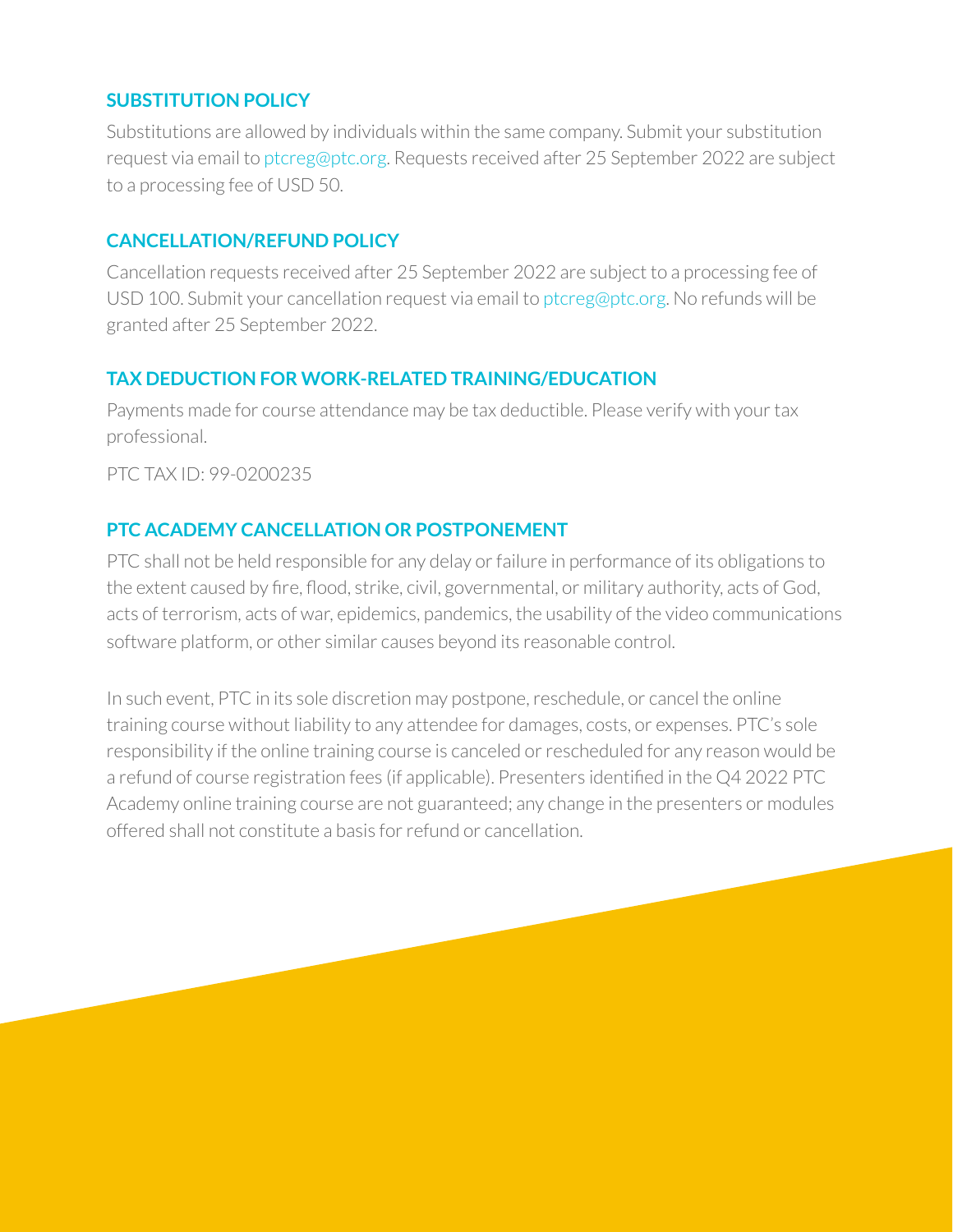## SUBSTITUTION POLICY

Substitutions are allowed by individuals within the same company. Submit your substitution request via email to ptcreg@ptc.org. Requests received after 25 September 2022 are subject to a processing fee of USD 50.

## CANCELLATION/REFUND POLICY

Cancellation requests received after 25 September 2022 are subject to a processing fee of USD 100. Submit your cancellation request via email to ptcreg@ptc.org. No refunds will be granted after 25 September 2022.

## TAX DEDUCTION FOR WORK-RELATED TRAINING/EDUCATION

Payments made for course attendance may be tax deductible. Please verify with your tax professional.

PTC TAX ID: 99-0200235

## PTC ACADEMY CANCELLATION OR POSTPONEMENT

PTC shall not be held responsible for any delay or failure in performance of its obligations to the extent caused by fire, flood, strike, civil, governmental, or military authority, acts of God, acts of terrorism, acts of war, epidemics, pandemics, the usability of the video communications software platform, or other similar causes beyond its reasonable control.

In such event, PTC in its sole discretion may postpone, reschedule, or cancel the online training course without liability to any attendee for damages, costs, or expenses. PTC's sole responsibility if the online training course is canceled or rescheduled for any reason would be a refund of course registration fees (if applicable). Presenters identified in the Q4 2022 PTC Academy online training course are not guaranteed; any change in the presenters or modules offered shall not constitute a basis for refund or cancellation.